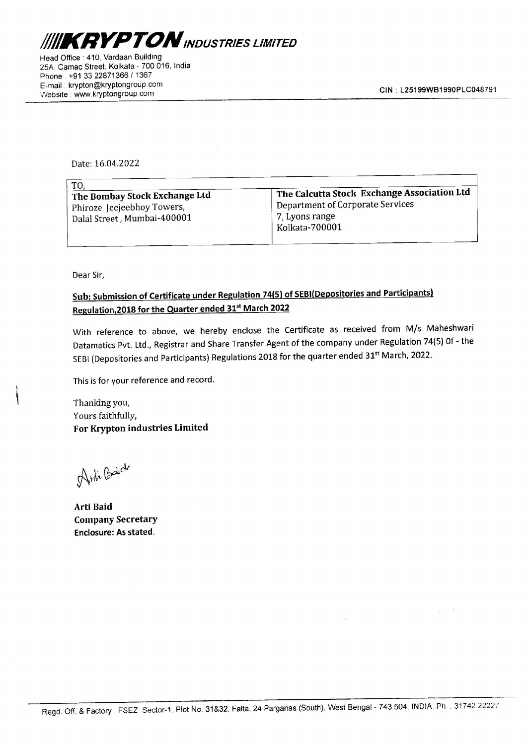# KRYPTON INDUSTRIES LIMITED

Head Office : 410, Vardaan Building
25A, Camac Street, Kolkata - 700 016, India
Phone : +91 33 22871366 / 1367
E-mail : krypton@kryptongroup.com
Website : www.kryptongroup.com

CIN : L25199WB1990PLC048791

Date: 16.04.2022

| TO, | |
|---|---|
| **The Bombay Stock Exchange Ltd**<br>Phiroze Jeejeebhoy Towers,<br>Dalal Street, Mumbai-400001 | **The Calcutta Stock Exchange Association Ltd**<br>Department of Corporate Services<br>7, Lyons range<br>Kolkata-700001 |

Dear Sir,

**Sub: Submission of Certificate under Regulation 74(5) of SEBI(Depositories and Participants) Regulation,2018 for the Quarter ended 31st March 2022**

With reference to above, we hereby enclose the Certificate as received from M/s Maheshwari Datamatics Pvt. Ltd., Registrar and Share Transfer Agent of the company under Regulation 74(5) Of - the SEBI (Depositories and Participants) Regulations 2018 for the quarter ended 31st March, 2022.

This is for your reference and record.

Thanking you,
Yours faithfully,
**For Krypton industries Limited**

**Arti Baid**
**Company Secretary**
**Enclosure: As stated.**

Regd. Off. & Factory : FSEZ Sector-1, Plot No. 31&32, Falta, 24 Parganas (South), West Bengal - 743 504, INDIA. Ph. : 31742 22227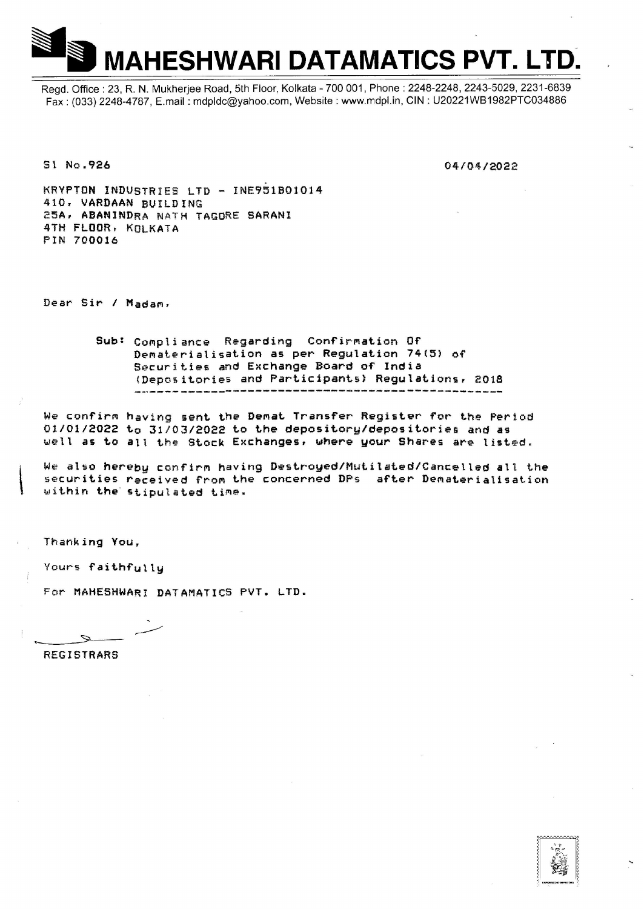# MAHESHWARI DATAMATICS PVT. LTD.

Regd. Office : 23, R. N. Mukherjee Road, 5th Floor, Kolkata - 700 001, Phone : 2248-2248, 2243-5029, 2231-6839
Fax : (033) 2248-4787, E.mail : mdpldc@yahoo.com, Website : www.mdpl.in, CIN : U20221WB1982PTC034886

Sl No.926

04/04/2022

KRYPTON INDUSTRIES LTD - INE951B01014
410, VARDAAN BUILDING
25A, ABANINDRA NATH TAGORE SARANI
4TH FLOOR, KOLKATA
PIN 700016

Dear Sir / Madam,

**Sub: Compliance Regarding Confirmation Of Dematerialisation as per Regulation 74(5) of Securities and Exchange Board of India (Depositories and Participants) Regulations, 2018**

We confirm having sent the Demat Transfer Register for the Period 01/01/2022 to 31/03/2022 to the depository/depositories and as well as to all the Stock Exchanges, where your Shares are listed.

We also hereby confirm having Destroyed/Mutilated/Cancelled all the securities received from the concerned DPs after Dematerialisation within the stipulated time.

Thanking You,

Yours faithfully

For MAHESHWARI DATAMATICS PVT. LTD.

REGISTRARS